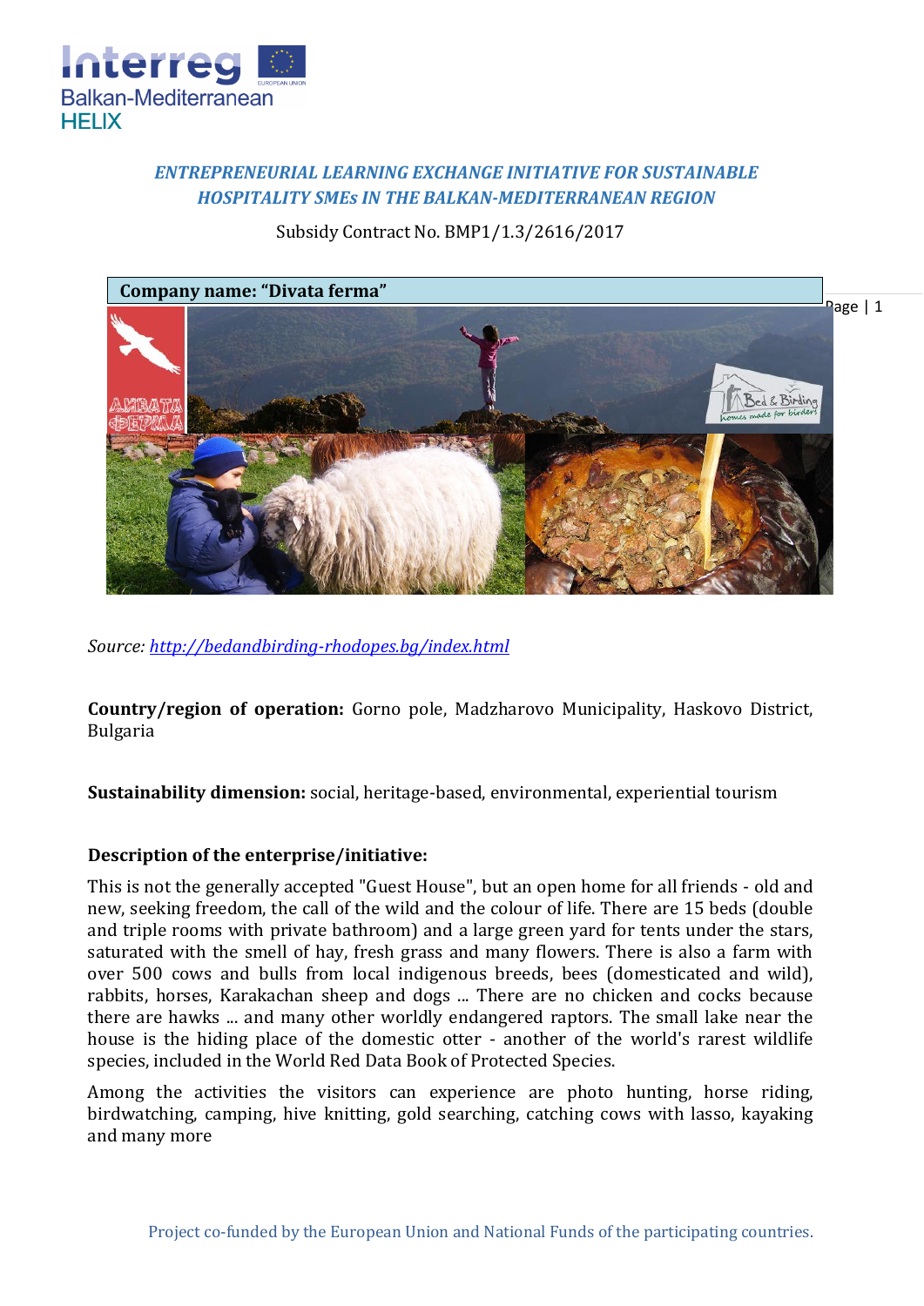*ENTREPRENEURIAL LEARNING EXCHANGE INITIATIVE FOR SUSTAINABLE HOSPITALITY SMEs IN THE BALKAN-MEDITERRANEAN REGION*

Subsidy Contract No. BMP1/1.3/2616/2017

**Company name: "Divata ferma"**

*Source: http://bedandbirding-rhodopes.bg/index.html*

**Country/region of operation:** Gorno pole, Madzharovo Municipality, Haskovo District, Bulgaria

**Sustainability dimension:** social, heritage-based, environmental, experiential tourism

**Description of the enterprise/initiative:**

This is not the generally accepted "Guest House", but an open home for all friends - old and new, seeking freedom, the call of the wild and the colour of life. There are 15 beds (double and triple rooms with private bathroom) and a large green yard for tents under the stars, saturated with the smell of hay, fresh grass and many flowers. There is also a farm with over 500 cows and bulls from local indigenous breeds, bees (domesticated and wild), rabbits, horses, Karakachan sheep and dogs ... There are no chicken and cocks because there are hawks ... and many other worldly endangered raptors. The small lake near the house is the hiding place of the domestic otter - another of the world's rarest wildlife species, included in the World Red Data Book of Protected Species.

Among the activities the visitors can experience are photo hunting, horse riding, birdwatching, camping, hive knitting, gold searching, catching cows with lasso, kayaking and many more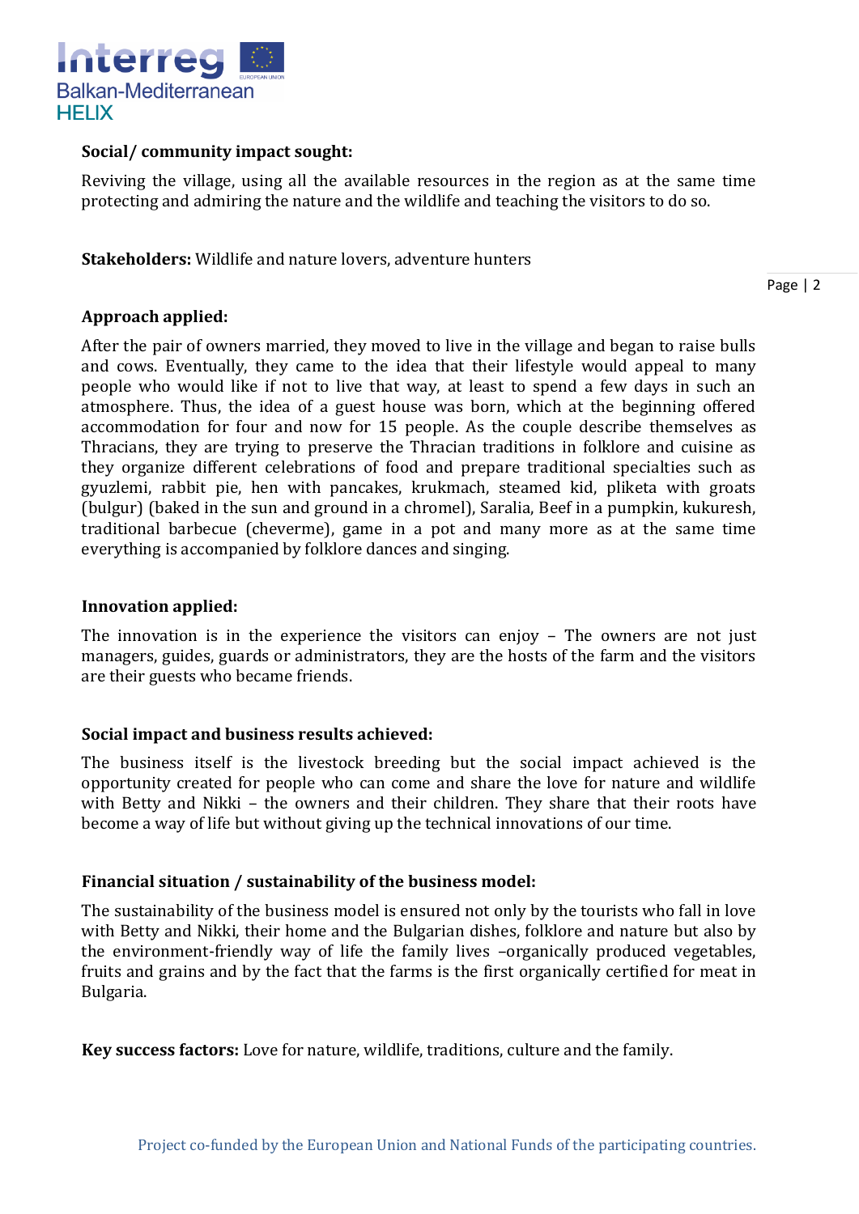**Social/ community impact sought:**

Reviving the village, using all the available resources in the region as at the same time protecting and admiring the nature and the wildlife and teaching the visitors to do so.

**Stakeholders:** Wildlife and nature lovers, adventure hunters

**Approach applied:**

After the pair of owners married, they moved to live in the village and began to raise bulls and cows. Eventually, they came to the idea that their lifestyle would appeal to many people who would like if not to live that way, at least to spend a few days in such an atmosphere. Thus, the idea of a guest house was born, which at the beginning offered accommodation for four and now for 15 people. As the couple describe themselves as Thracians, they are trying to preserve the Thracian traditions in folklore and cuisine as they organize different celebrations of food and prepare traditional specialties such as gyuzlemi, rabbit pie, hen with pancakes, krukmach, steamed kid, pliketa with groats (bulgur) (baked in the sun and ground in a chromel), Saralia, Beef in a pumpkin, kukuresh, traditional barbecue (cheverme), game in a pot and many more as at the same time everything is accompanied by folklore dances and singing.

**Innovation applied:**

The innovation is in the experience the visitors can enjoy – The owners are not just managers, guides, guards or administrators, they are the hosts of the farm and the visitors are their guests who became friends.

**Social impact and business results achieved:**

The business itself is the livestock breeding but the social impact achieved is the opportunity created for people who can come and share the love for nature and wildlife with Betty and Nikki – the owners and their children. They share that their roots have become a way of life but without giving up the technical innovations of our time.

**Financial situation / sustainability of the business model:**

The sustainability of the business model is ensured not only by the tourists who fall in love with Betty and Nikki, their home and the Bulgarian dishes, folklore and nature but also by the environment-friendly way of life the family lives –organically produced vegetables, fruits and grains and by the fact that the farms is the first organically certified for meat in Bulgaria.

**Key success factors:** Love for nature, wildlife, traditions, culture and the family.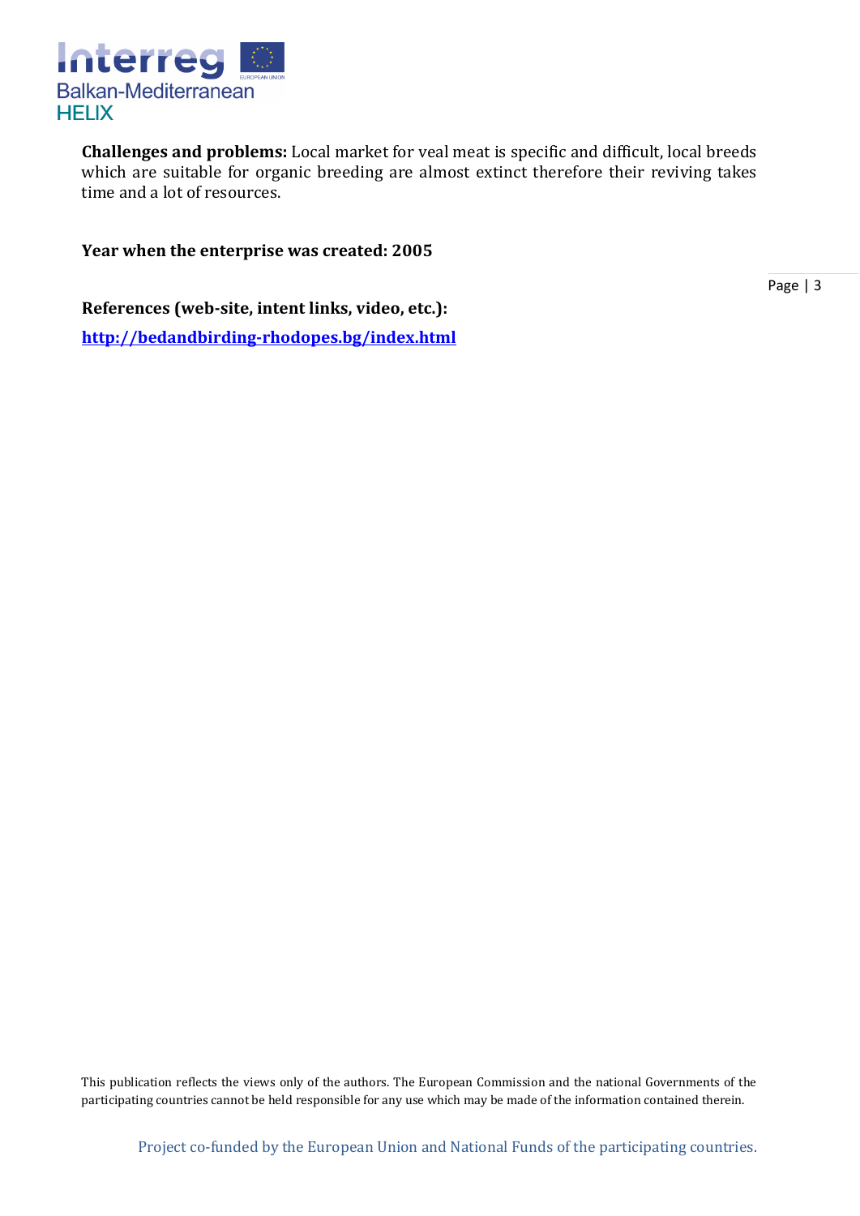**Challenges and problems:** Local market for veal meat is specific and difficult, local breeds which are suitable for organic breeding are almost extinct therefore their reviving takes time and a lot of resources.

**Year when the enterprise was created: 2005**

**References (web-site, intent links, video, etc.):**

**http://bedandbirding-rhodopes.bg/index.html**

This publication reflects the views only of the authors. The European Commission and the national Governments of the participating countries cannot be held responsible for any use which may be made of the information contained therein.

Project co-funded by the European Union and National Funds of the participating countries.